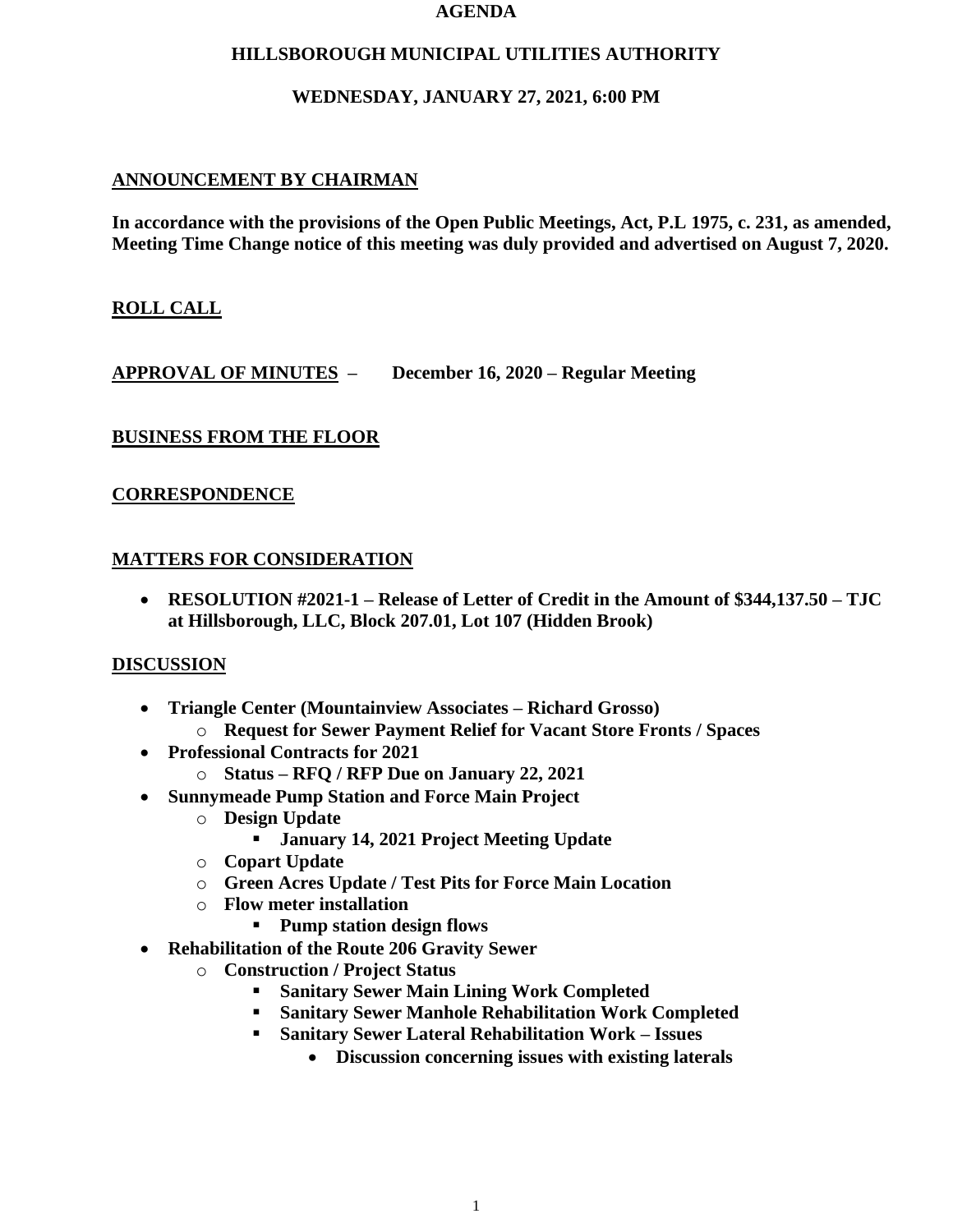# AGENDA

## HILLSBOROUGH MUNICIPAL UTILITIES AUTHORITY

## WEDNESDAY, JANUARY 27, 2021, 6:00 PM

**ANNOUNCEMENT BY CHAIRMAN**

**In accordance with the provisions of the Open Public Meetings, Act, P.L 1975, c. 231, as amended, Meeting Time Change notice of this meeting was duly provided and advertised on August 7, 2020.**

**ROLL CALL**

**APPROVAL OF MINUTES – December 16, 2020 – Regular Meeting**

**BUSINESS FROM THE FLOOR**

**CORRESPONDENCE**

**MATTERS FOR CONSIDERATION**

- **RESOLUTION #2021-1 – Release of Letter of Credit in the Amount of $344,137.50 – TJC at Hillsborough, LLC, Block 207.01, Lot 107 (Hidden Brook)**

**DISCUSSION**

- **Triangle Center (Mountainview Associates – Richard Grosso)**
  - **Request for Sewer Payment Relief for Vacant Store Fronts / Spaces**
- **Professional Contracts for 2021**
  - **Status – RFQ / RFP Due on January 22, 2021**
- **Sunnymeade Pump Station and Force Main Project**
  - **Design Update**
    - **January 14, 2021 Project Meeting Update**
  - **Copart Update**
  - **Green Acres Update / Test Pits for Force Main Location**
  - **Flow meter installation**
    - **Pump station design flows**
- **Rehabilitation of the Route 206 Gravity Sewer**
  - **Construction / Project Status**
    - **Sanitary Sewer Main Lining Work Completed**
    - **Sanitary Sewer Manhole Rehabilitation Work Completed**
    - **Sanitary Sewer Lateral Rehabilitation Work – Issues**
      - **Discussion concerning issues with existing laterals**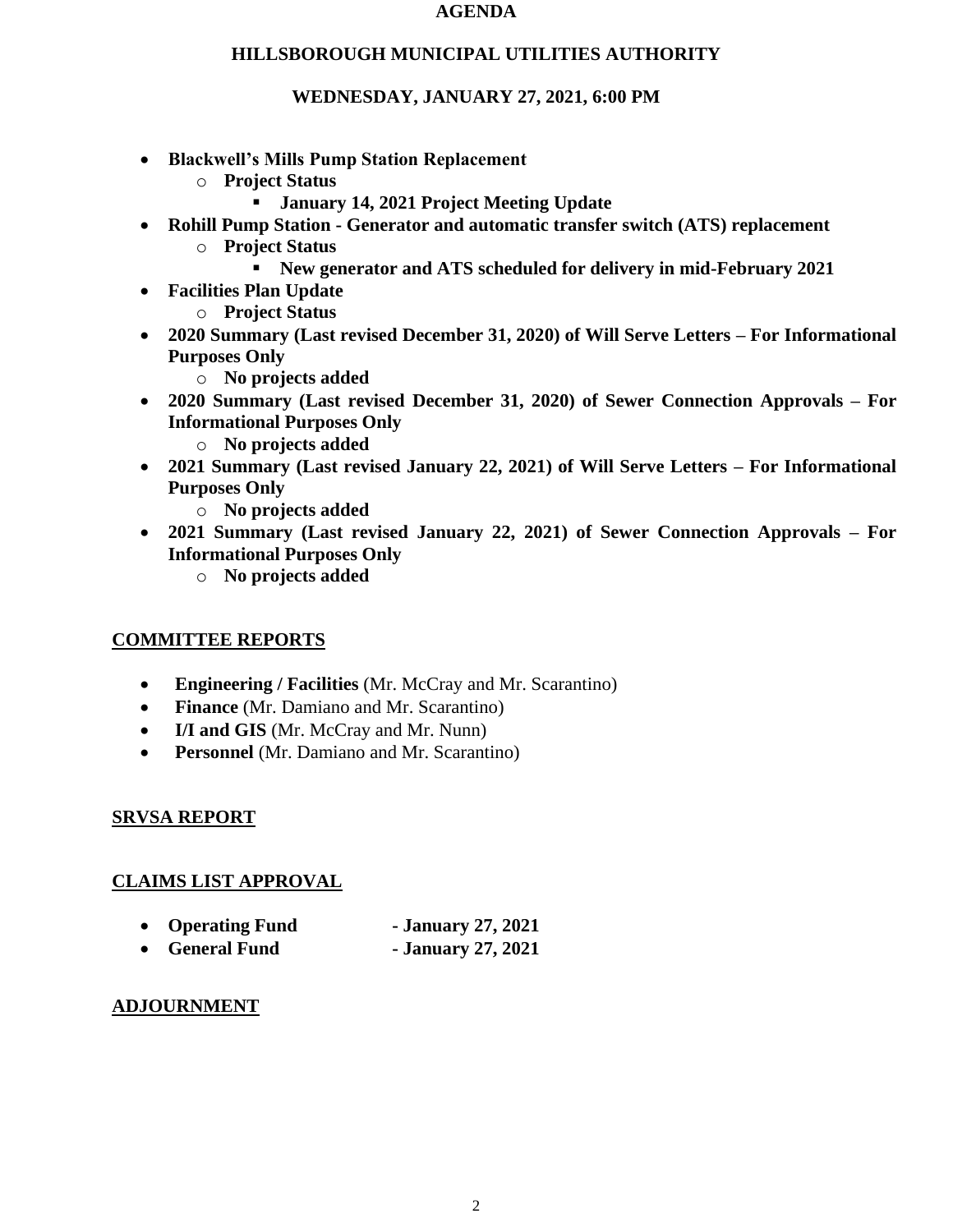**AGENDA**

**HILLSBOROUGH MUNICIPAL UTILITIES AUTHORITY**

**WEDNESDAY, JANUARY 27, 2021, 6:00 PM**

- **Blackwell's Mills Pump Station Replacement**
  - **Project Status**
    - **January 14, 2021 Project Meeting Update**
- **Rohill Pump Station - Generator and automatic transfer switch (ATS) replacement**
  - **Project Status**
    - **New generator and ATS scheduled for delivery in mid-February 2021**
- **Facilities Plan Update**
  - **Project Status**
- **2020 Summary (Last revised December 31, 2020) of Will Serve Letters – For Informational Purposes Only**
  - **No projects added**
- **2020 Summary (Last revised December 31, 2020) of Sewer Connection Approvals – For Informational Purposes Only**
  - **No projects added**
- **2021 Summary (Last revised January 22, 2021) of Will Serve Letters – For Informational Purposes Only**
  - **No projects added**
- **2021 Summary (Last revised January 22, 2021) of Sewer Connection Approvals – For Informational Purposes Only**
  - **No projects added**

## COMMITTEE REPORTS

- **Engineering / Facilities** (Mr. McCray and Mr. Scarantino)
- **Finance** (Mr. Damiano and Mr. Scarantino)
- **I/I and GIS** (Mr. McCray and Mr. Nunn)
- **Personnel** (Mr. Damiano and Mr. Scarantino)

## SRVSA REPORT

## CLAIMS LIST APPROVAL

- **Operating Fund - January 27, 2021**
- **General Fund - January 27, 2021**

## ADJOURNMENT